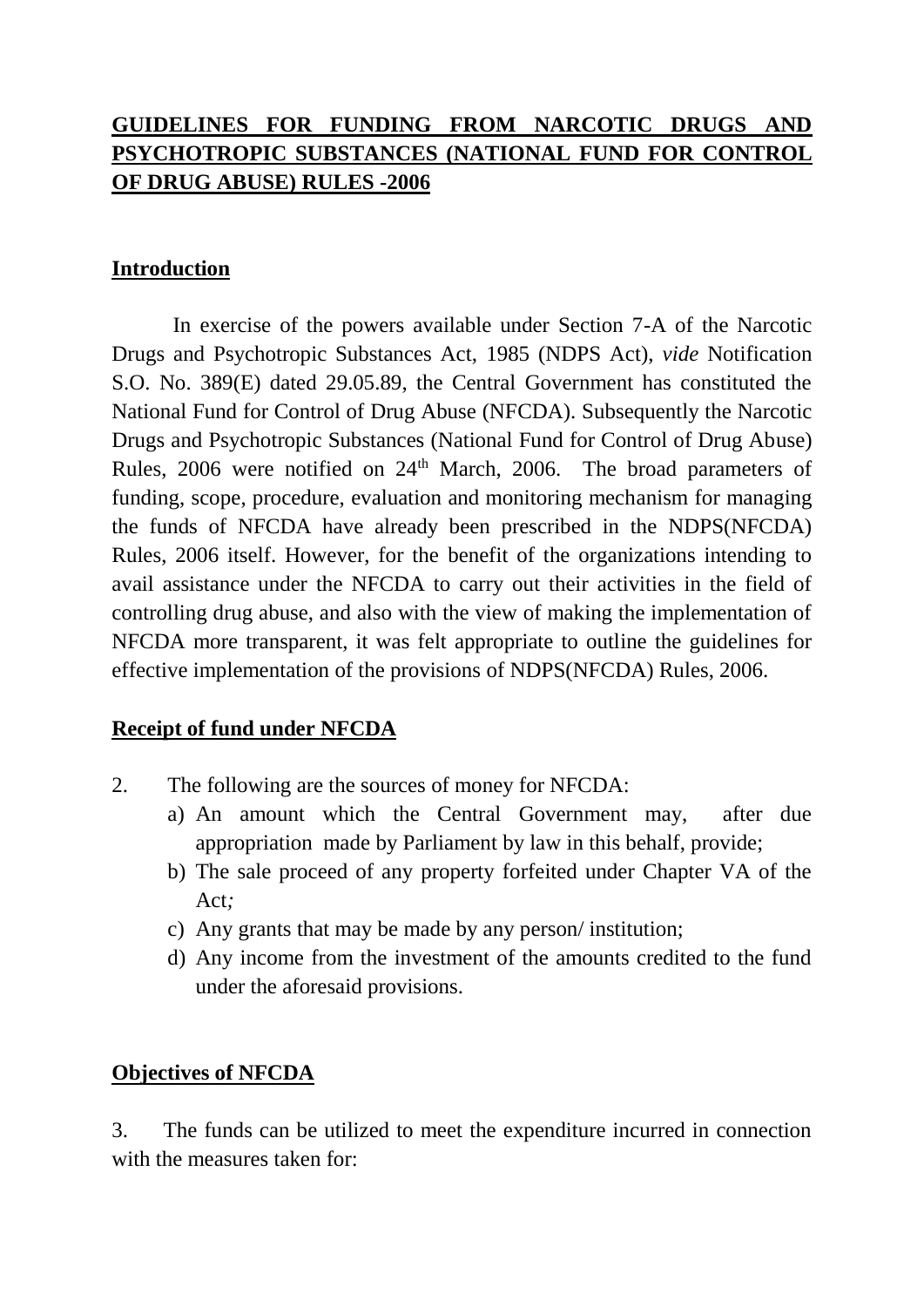# GUIDELINES FOR FUNDING FROM NARCOTIC DRUGS AND PSYCHOTROPIC SUBSTANCES (NATIONAL FUND FOR CONTROL OF DRUG ABUSE) RULES -2006

## Introduction

In exercise of the powers available under Section 7-A of the Narcotic Drugs and Psychotropic Substances Act, 1985 (NDPS Act), *vide* Notification S.O. No. 389(E) dated 29.05.89, the Central Government has constituted the National Fund for Control of Drug Abuse (NFCDA). Subsequently the Narcotic Drugs and Psychotropic Substances (National Fund for Control of Drug Abuse) Rules, 2006 were notified on 24th March, 2006. The broad parameters of funding, scope, procedure, evaluation and monitoring mechanism for managing the funds of NFCDA have already been prescribed in the NDPS(NFCDA) Rules, 2006 itself. However, for the benefit of the organizations intending to avail assistance under the NFCDA to carry out their activities in the field of controlling drug abuse, and also with the view of making the implementation of NFCDA more transparent, it was felt appropriate to outline the guidelines for effective implementation of the provisions of NDPS(NFCDA) Rules, 2006.

## Receipt of fund under NFCDA

2. The following are the sources of money for NFCDA:
   a) An amount which the Central Government may, after due appropriation made by Parliament by law in this behalf, provide;
   b) The sale proceed of any property forfeited under Chapter VA of the Act*;*
   c) Any grants that may be made by any person/ institution;
   d) Any income from the investment of the amounts credited to the fund under the aforesaid provisions.

## Objectives of NFCDA

3. The funds can be utilized to meet the expenditure incurred in connection with the measures taken for: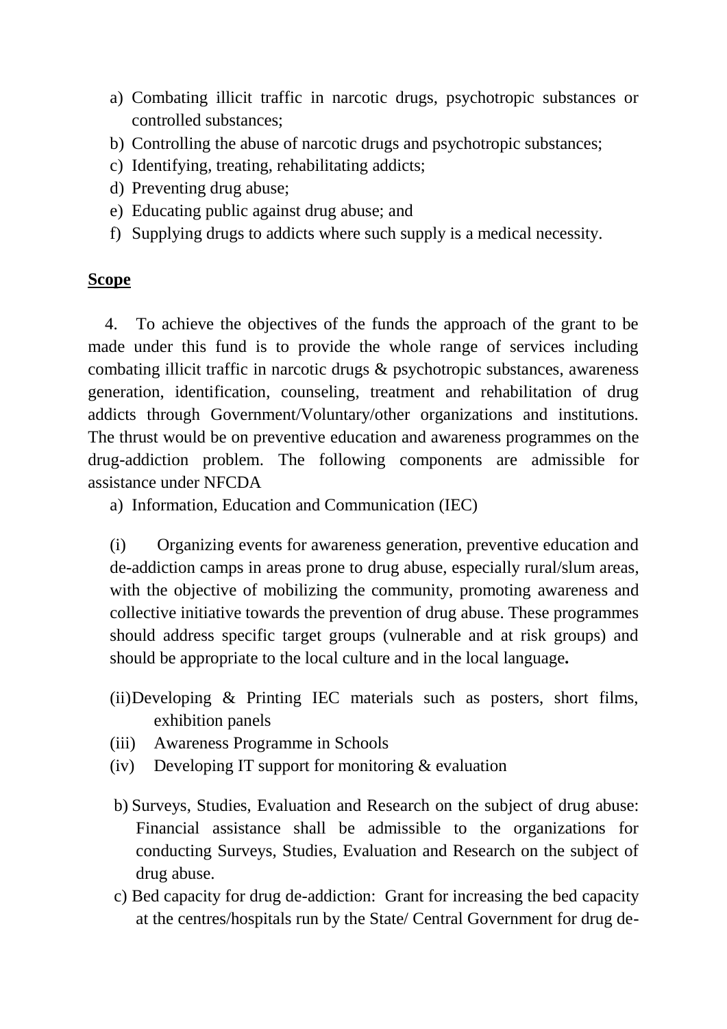a) Combating illicit traffic in narcotic drugs, psychotropic substances or controlled substances;
b) Controlling the abuse of narcotic drugs and psychotropic substances;
c) Identifying, treating, rehabilitating addicts;
d) Preventing drug abuse;
e) Educating public against drug abuse; and
f) Supplying drugs to addicts where such supply is a medical necessity.

**Scope**

4. To achieve the objectives of the funds the approach of the grant to be made under this fund is to provide the whole range of services including combating illicit traffic in narcotic drugs & psychotropic substances, awareness generation, identification, counseling, treatment and rehabilitation of drug addicts through Government/Voluntary/other organizations and institutions. The thrust would be on preventive education and awareness programmes on the drug-addiction problem. The following components are admissible for assistance under NFCDA

a) Information, Education and Communication (IEC)

(i) Organizing events for awareness generation, preventive education and de-addiction camps in areas prone to drug abuse, especially rural/slum areas, with the objective of mobilizing the community, promoting awareness and collective initiative towards the prevention of drug abuse. These programmes should address specific target groups (vulnerable and at risk groups) and should be appropriate to the local culture and in the local language**.**

(ii) Developing & Printing IEC materials such as posters, short films, exhibition panels

(iii) Awareness Programme in Schools

(iv) Developing IT support for monitoring & evaluation

b) Surveys, Studies, Evaluation and Research on the subject of drug abuse: Financial assistance shall be admissible to the organizations for conducting Surveys, Studies, Evaluation and Research on the subject of drug abuse.

c) Bed capacity for drug de-addiction: Grant for increasing the bed capacity at the centres/hospitals run by the State/ Central Government for drug de-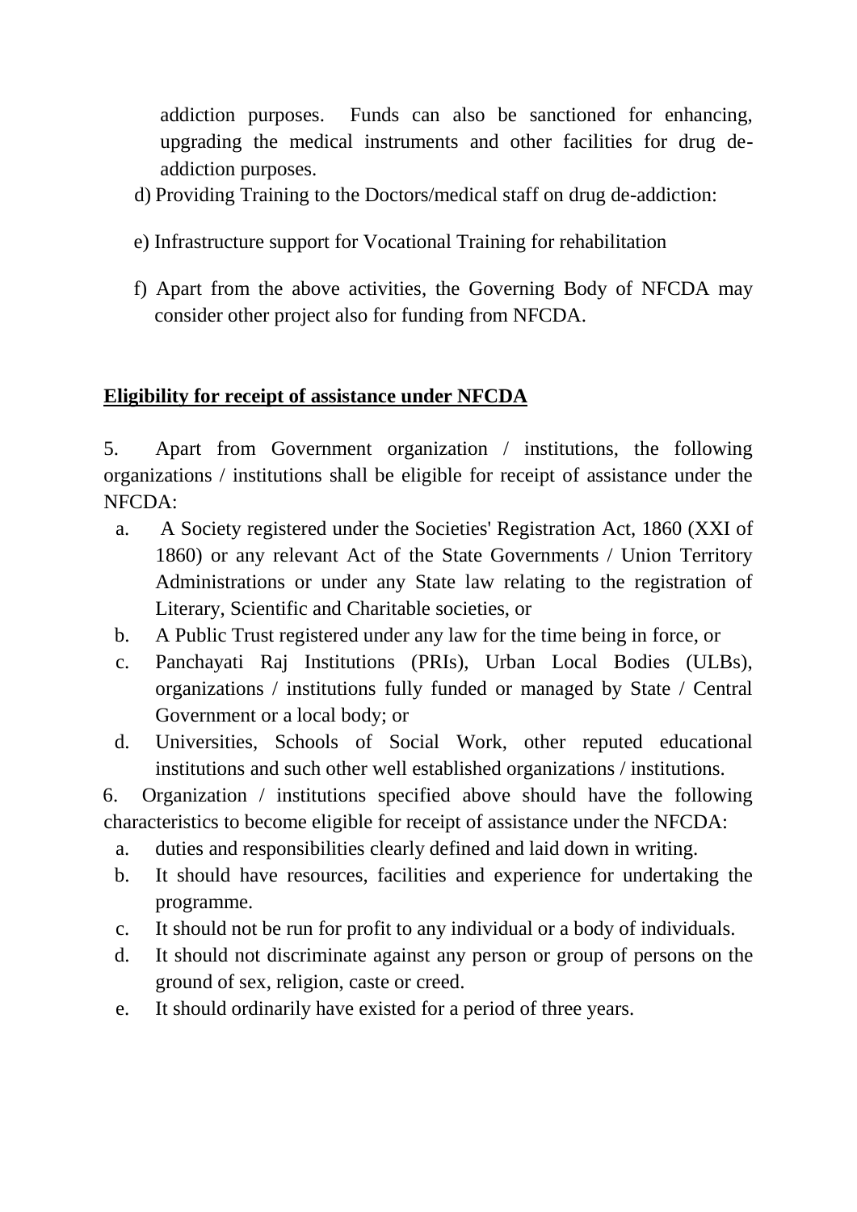addiction purposes. Funds can also be sanctioned for enhancing, upgrading the medical instruments and other facilities for drug de-addiction purposes.

d) Providing Training to the Doctors/medical staff on drug de-addiction:

e) Infrastructure support for Vocational Training for rehabilitation

f) Apart from the above activities, the Governing Body of NFCDA may consider other project also for funding from NFCDA.

**Eligibility for receipt of assistance under NFCDA**

5. Apart from Government organization / institutions, the following organizations / institutions shall be eligible for receipt of assistance under the NFCDA:

a. A Society registered under the Societies' Registration Act, 1860 (XXI of 1860) or any relevant Act of the State Governments / Union Territory Administrations or under any State law relating to the registration of Literary, Scientific and Charitable societies, or
b. A Public Trust registered under any law for the time being in force, or
c. Panchayati Raj Institutions (PRIs), Urban Local Bodies (ULBs), organizations / institutions fully funded or managed by State / Central Government or a local body; or
d. Universities, Schools of Social Work, other reputed educational institutions and such other well established organizations / institutions.

6. Organization / institutions specified above should have the following characteristics to become eligible for receipt of assistance under the NFCDA:

a. duties and responsibilities clearly defined and laid down in writing.
b. It should have resources, facilities and experience for undertaking the programme.
c. It should not be run for profit to any individual or a body of individuals.
d. It should not discriminate against any person or group of persons on the ground of sex, religion, caste or creed.
e. It should ordinarily have existed for a period of three years.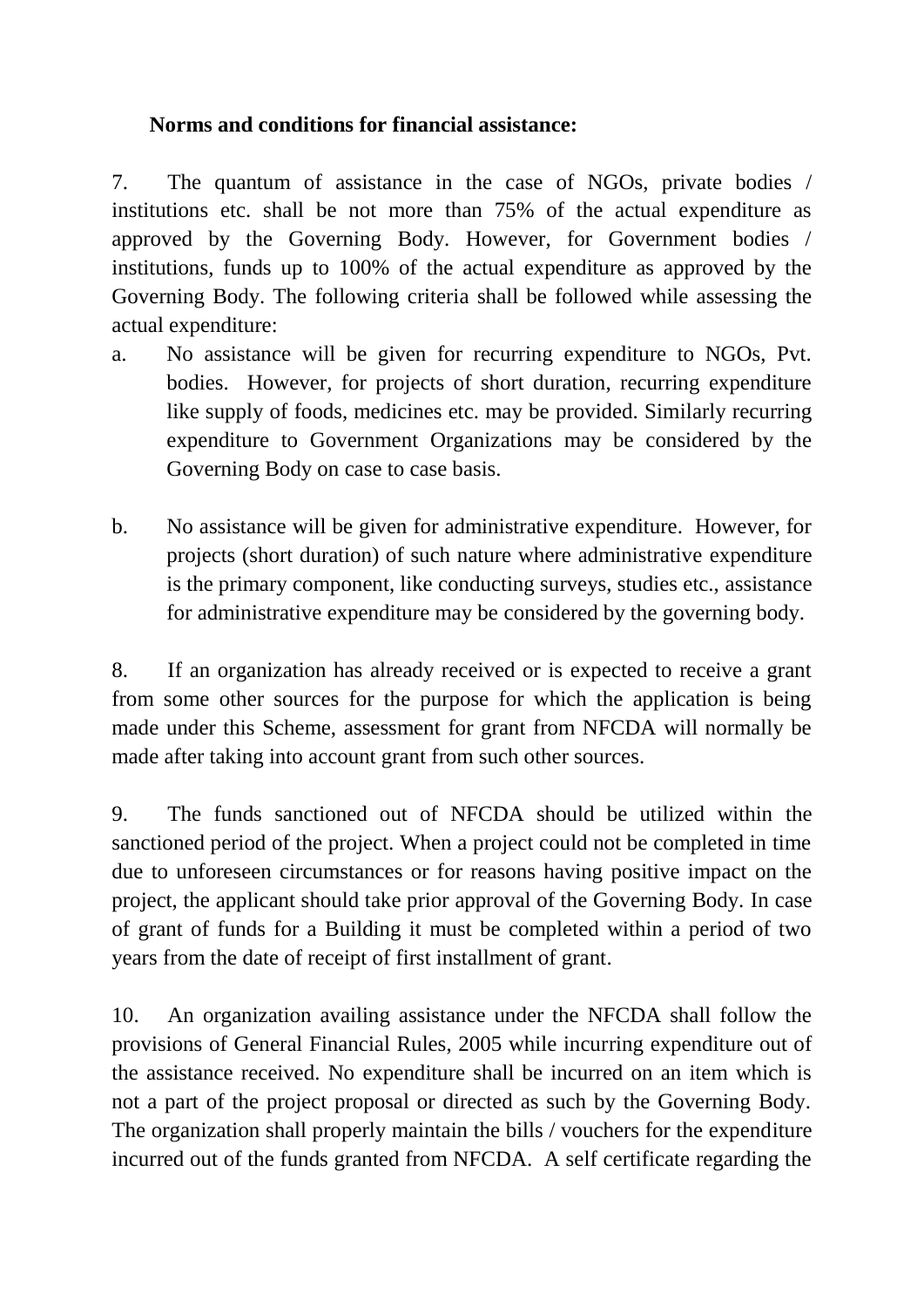**Norms and conditions for financial assistance:**

7. The quantum of assistance in the case of NGOs, private bodies / institutions etc. shall be not more than 75% of the actual expenditure as approved by the Governing Body. However, for Government bodies / institutions, funds up to 100% of the actual expenditure as approved by the Governing Body. The following criteria shall be followed while assessing the actual expenditure:

a. No assistance will be given for recurring expenditure to NGOs, Pvt. bodies. However, for projects of short duration, recurring expenditure like supply of foods, medicines etc. may be provided. Similarly recurring expenditure to Government Organizations may be considered by the Governing Body on case to case basis.

b. No assistance will be given for administrative expenditure. However, for projects (short duration) of such nature where administrative expenditure is the primary component, like conducting surveys, studies etc., assistance for administrative expenditure may be considered by the governing body.

8. If an organization has already received or is expected to receive a grant from some other sources for the purpose for which the application is being made under this Scheme, assessment for grant from NFCDA will normally be made after taking into account grant from such other sources.

9. The funds sanctioned out of NFCDA should be utilized within the sanctioned period of the project. When a project could not be completed in time due to unforeseen circumstances or for reasons having positive impact on the project, the applicant should take prior approval of the Governing Body. In case of grant of funds for a Building it must be completed within a period of two years from the date of receipt of first installment of grant.

10. An organization availing assistance under the NFCDA shall follow the provisions of General Financial Rules, 2005 while incurring expenditure out of the assistance received. No expenditure shall be incurred on an item which is not a part of the project proposal or directed as such by the Governing Body. The organization shall properly maintain the bills / vouchers for the expenditure incurred out of the funds granted from NFCDA. A self certificate regarding the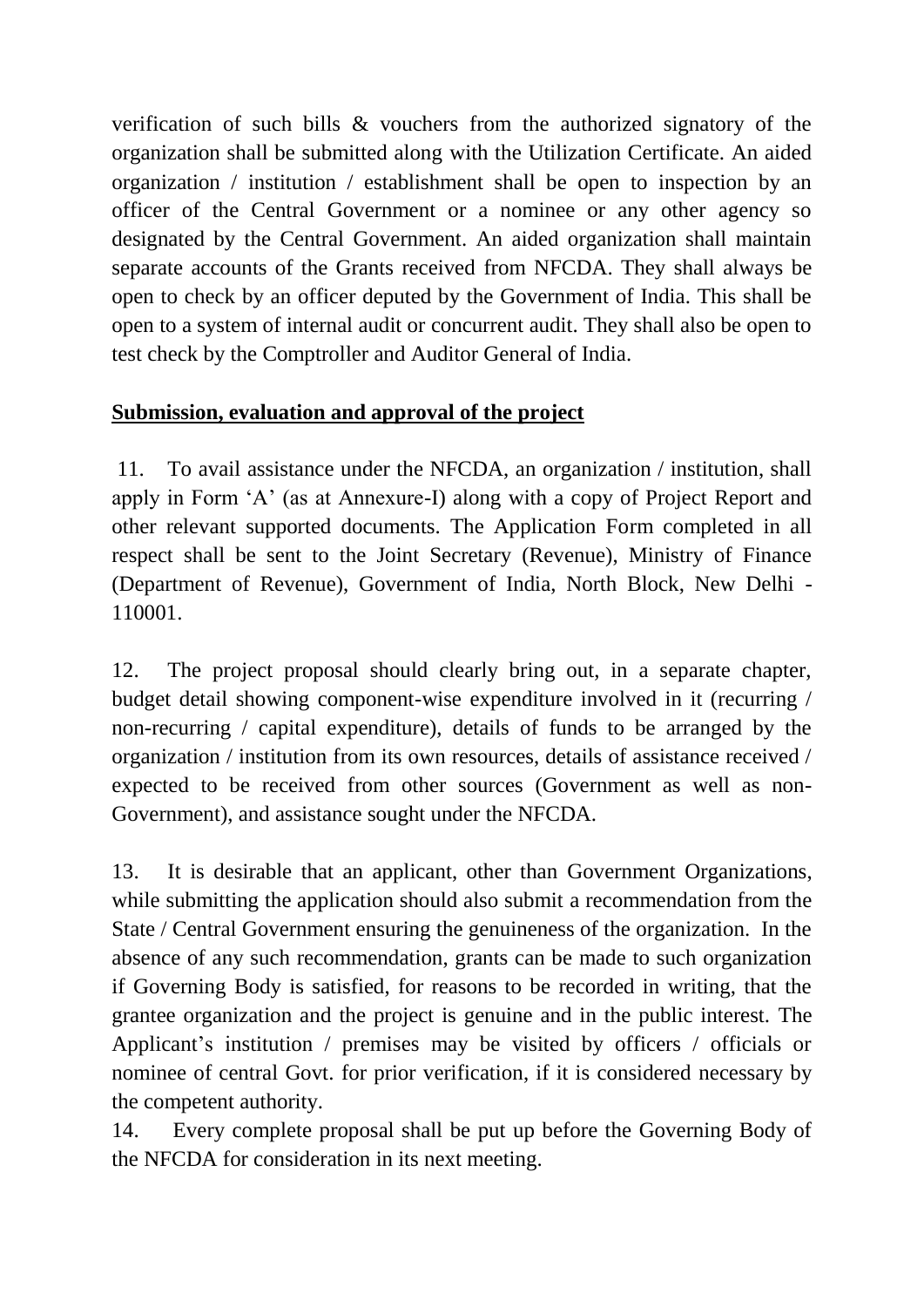verification of such bills & vouchers from the authorized signatory of the organization shall be submitted along with the Utilization Certificate. An aided organization / institution / establishment shall be open to inspection by an officer of the Central Government or a nominee or any other agency so designated by the Central Government. An aided organization shall maintain separate accounts of the Grants received from NFCDA. They shall always be open to check by an officer deputed by the Government of India. This shall be open to a system of internal audit or concurrent audit. They shall also be open to test check by the Comptroller and Auditor General of India.

**<u>Submission, evaluation and approval of the project</u>**

11. To avail assistance under the NFCDA, an organization / institution, shall apply in Form 'A' (as at Annexure-I) along with a copy of Project Report and other relevant supported documents. The Application Form completed in all respect shall be sent to the Joint Secretary (Revenue), Ministry of Finance (Department of Revenue), Government of India, North Block, New Delhi - 110001.

12. The project proposal should clearly bring out, in a separate chapter, budget detail showing component-wise expenditure involved in it (recurring / non-recurring / capital expenditure), details of funds to be arranged by the organization / institution from its own resources, details of assistance received / expected to be received from other sources (Government as well as non-Government), and assistance sought under the NFCDA.

13. It is desirable that an applicant, other than Government Organizations, while submitting the application should also submit a recommendation from the State / Central Government ensuring the genuineness of the organization. In the absence of any such recommendation, grants can be made to such organization if Governing Body is satisfied, for reasons to be recorded in writing, that the grantee organization and the project is genuine and in the public interest. The Applicant's institution / premises may be visited by officers / officials or nominee of central Govt. for prior verification, if it is considered necessary by the competent authority.

14. Every complete proposal shall be put up before the Governing Body of the NFCDA for consideration in its next meeting.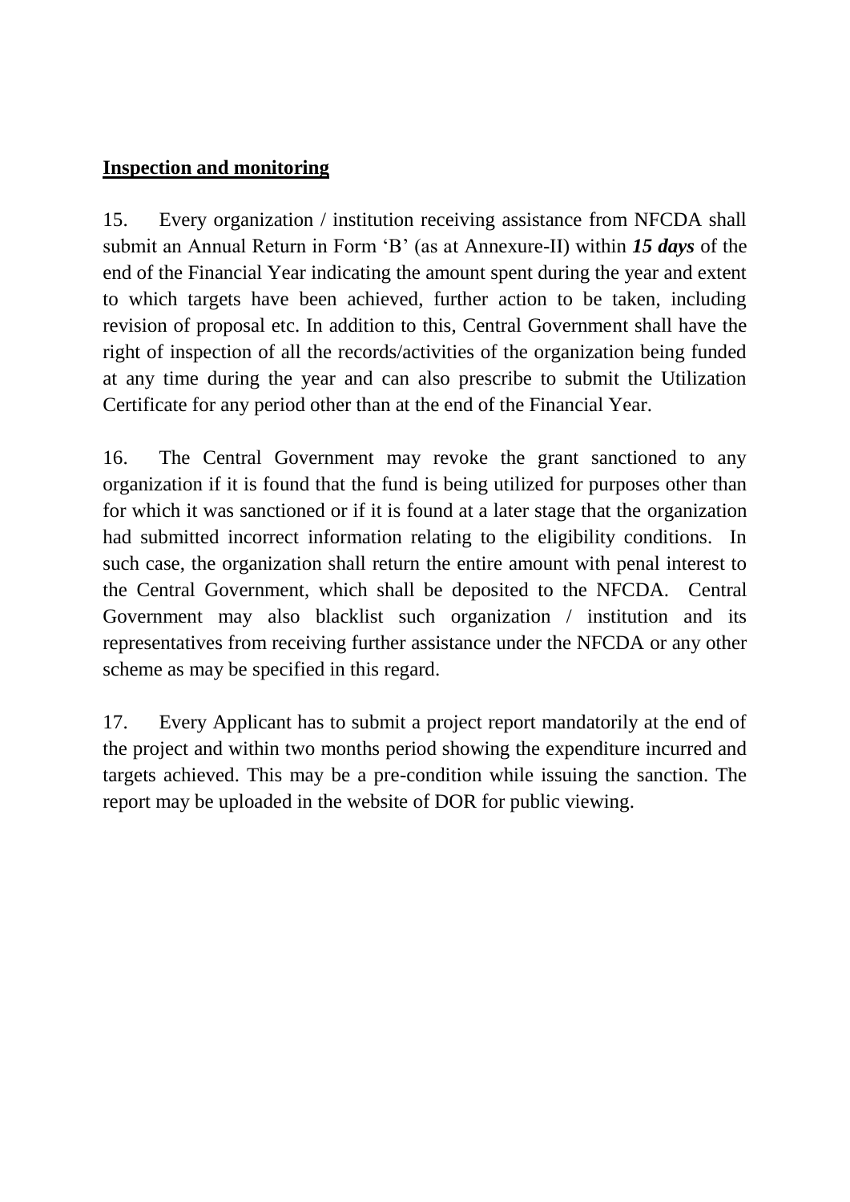**Inspection and monitoring**

15. Every organization / institution receiving assistance from NFCDA shall submit an Annual Return in Form 'B' (as at Annexure-II) within ***15 days*** of the end of the Financial Year indicating the amount spent during the year and extent to which targets have been achieved, further action to be taken, including revision of proposal etc. In addition to this, Central Government shall have the right of inspection of all the records/activities of the organization being funded at any time during the year and can also prescribe to submit the Utilization Certificate for any period other than at the end of the Financial Year.

16. The Central Government may revoke the grant sanctioned to any organization if it is found that the fund is being utilized for purposes other than for which it was sanctioned or if it is found at a later stage that the organization had submitted incorrect information relating to the eligibility conditions. In such case, the organization shall return the entire amount with penal interest to the Central Government, which shall be deposited to the NFCDA. Central Government may also blacklist such organization / institution and its representatives from receiving further assistance under the NFCDA or any other scheme as may be specified in this regard.

17. Every Applicant has to submit a project report mandatorily at the end of the project and within two months period showing the expenditure incurred and targets achieved. This may be a pre-condition while issuing the sanction. The report may be uploaded in the website of DOR for public viewing.